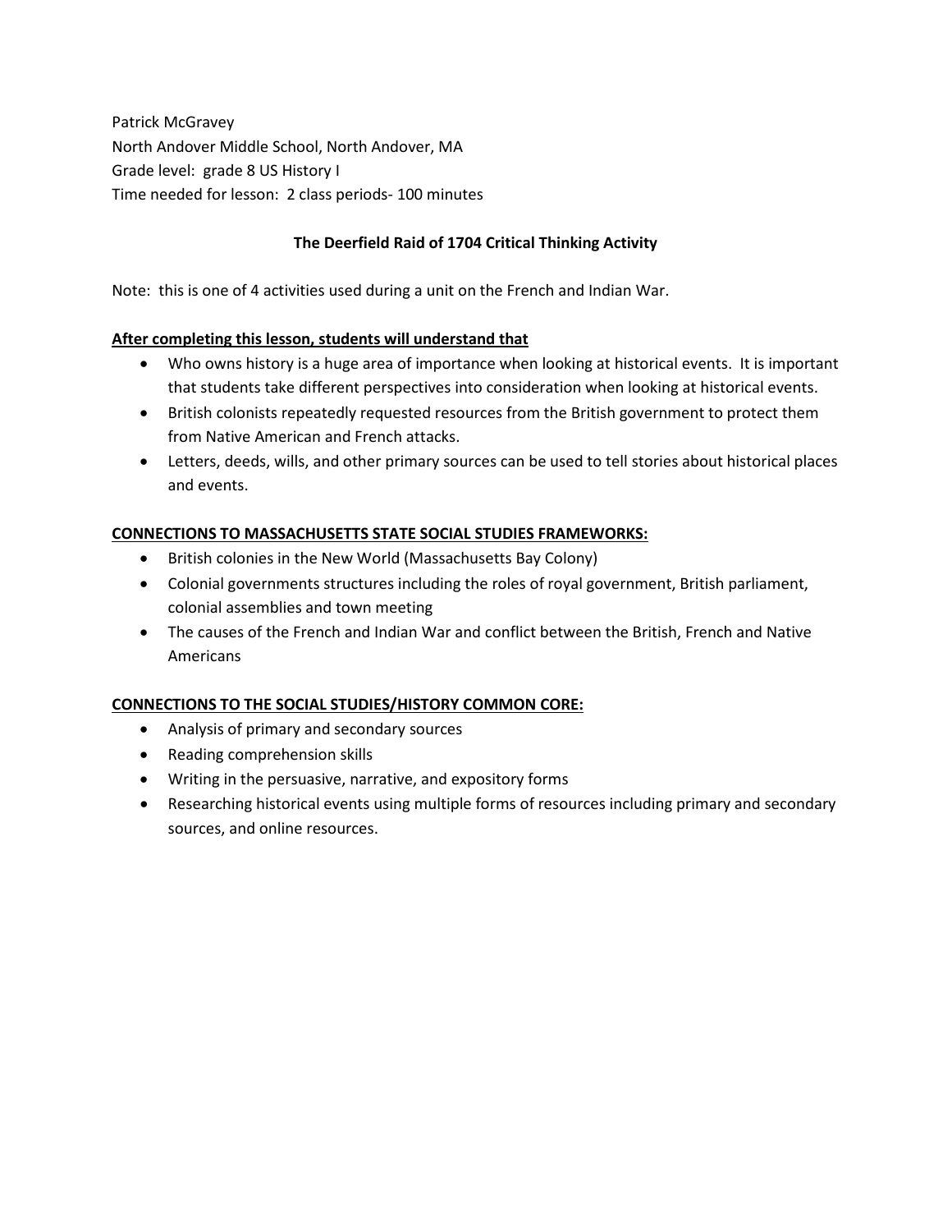Patrick McGravey
North Andover Middle School, North Andover, MA
Grade level: grade 8 US History I
Time needed for lesson: 2 class periods- 100 minutes

**The Deerfield Raid of 1704 Critical Thinking Activity**

Note: this is one of 4 activities used during a unit on the French and Indian War.

**After completing this lesson, students will understand that**

- Who owns history is a huge area of importance when looking at historical events. It is important that students take different perspectives into consideration when looking at historical events.
- British colonists repeatedly requested resources from the British government to protect them from Native American and French attacks.
- Letters, deeds, wills, and other primary sources can be used to tell stories about historical places and events.

**CONNECTIONS TO MASSACHUSETTS STATE SOCIAL STUDIES FRAMEWORKS:**

- British colonies in the New World (Massachusetts Bay Colony)
- Colonial governments structures including the roles of royal government, British parliament, colonial assemblies and town meeting
- The causes of the French and Indian War and conflict between the British, French and Native Americans

**CONNECTIONS TO THE SOCIAL STUDIES/HISTORY COMMON CORE:**

- Analysis of primary and secondary sources
- Reading comprehension skills
- Writing in the persuasive, narrative, and expository forms
- Researching historical events using multiple forms of resources including primary and secondary sources, and online resources.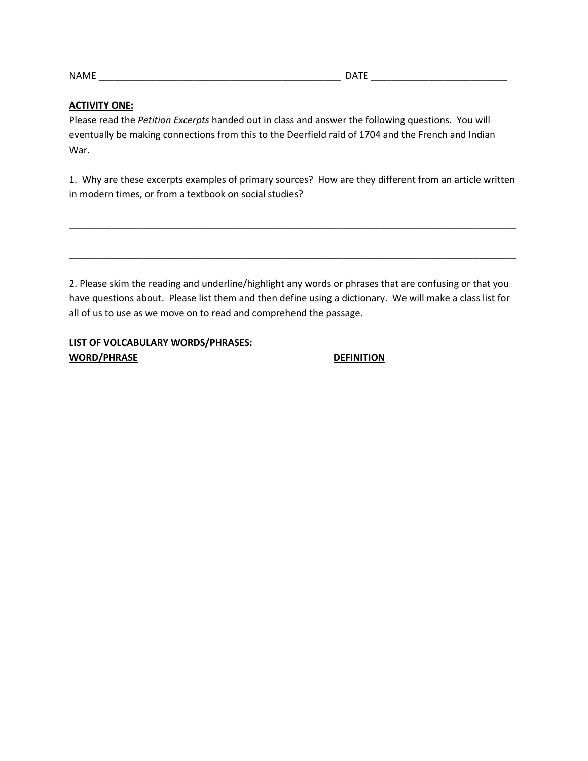NAME _______________________________________________ DATE __________________________

**ACTIVITY ONE:**

Please read the *Petition Excerpts* handed out in class and answer the following questions. You will eventually be making connections from this to the Deerfield raid of 1704 and the French and Indian War.

1. Why are these excerpts examples of primary sources? How are they different from an article written in modern times, or from a textbook on social studies?

_________________________________________________________________________________________

_________________________________________________________________________________________

2. Please skim the reading and underline/highlight any words or phrases that are confusing or that you have questions about. Please list them and then define using a dictionary. We will make a class list for all of us to use as we move on to read and comprehend the passage.

**LIST OF VOLCABULARY WORDS/PHRASES:**

| **WORD/PHRASE** | **DEFINITION** |
|---|---|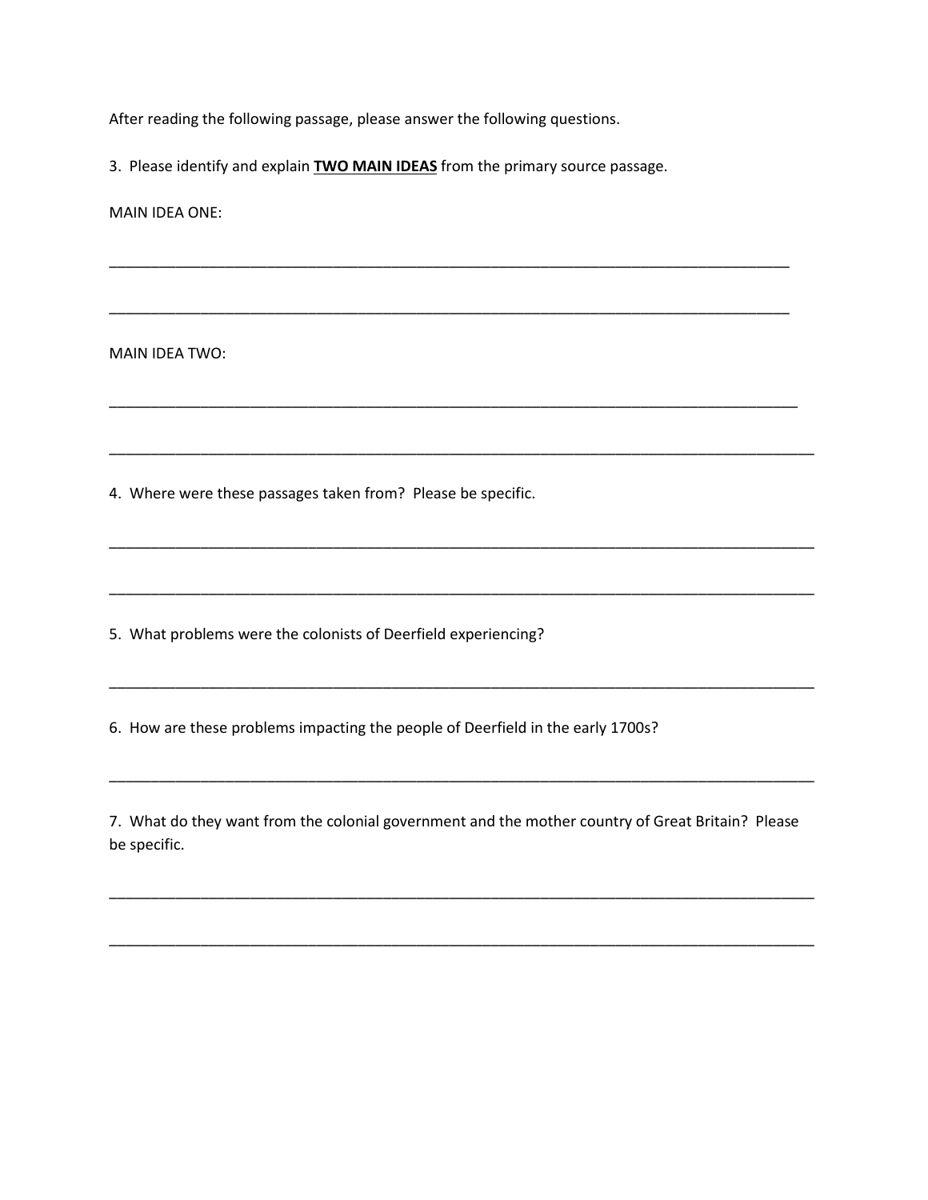After reading the following passage, please answer the following questions.

3. Please identify and explain **<u>TWO MAIN IDEAS</u>** from the primary source passage.

MAIN IDEA ONE:

_______________________________________________________________________________

_______________________________________________________________________________

MAIN IDEA TWO:

_______________________________________________________________________________

_______________________________________________________________________________

4. Where were these passages taken from? Please be specific.

_______________________________________________________________________________

_______________________________________________________________________________

5. What problems were the colonists of Deerfield experiencing?

_______________________________________________________________________________

6. How are these problems impacting the people of Deerfield in the early 1700s?

_______________________________________________________________________________

7. What do they want from the colonial government and the mother country of Great Britain? Please be specific.

_______________________________________________________________________________

_______________________________________________________________________________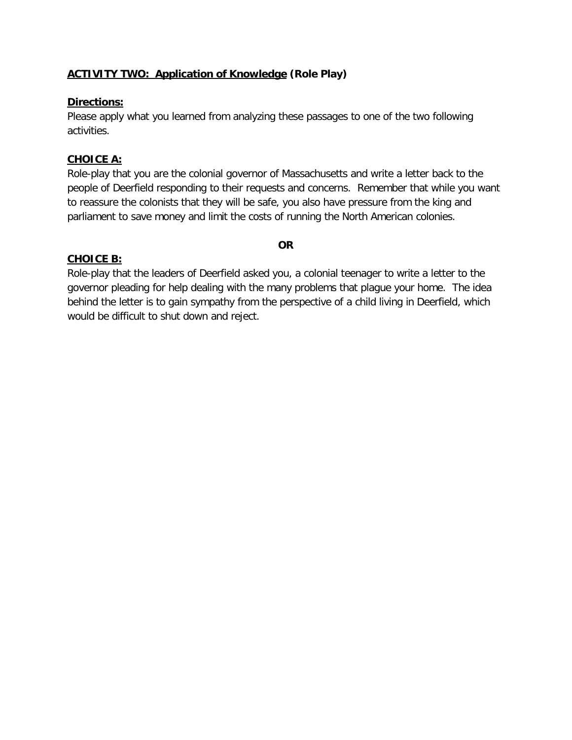**<u>ACTIVITY TWO: Application of Knowledge</u> (Role Play)**

**<u>Directions:</u>**
Please apply what you learned from analyzing these passages to one of the two following activities.

**<u>CHOICE A:</u>**
Role-play that you are the colonial governor of Massachusetts and write a letter back to the people of Deerfield responding to their requests and concerns. Remember that while you want to reassure the colonists that they will be safe, you also have pressure from the king and parliament to save money and limit the costs of running the North American colonies.

**OR**

**<u>CHOICE B:</u>**
Role-play that the leaders of Deerfield asked you, a colonial teenager to write a letter to the governor pleading for help dealing with the many problems that plague your home. The idea behind the letter is to gain sympathy from the perspective of a child living in Deerfield, which would be difficult to shut down and reject.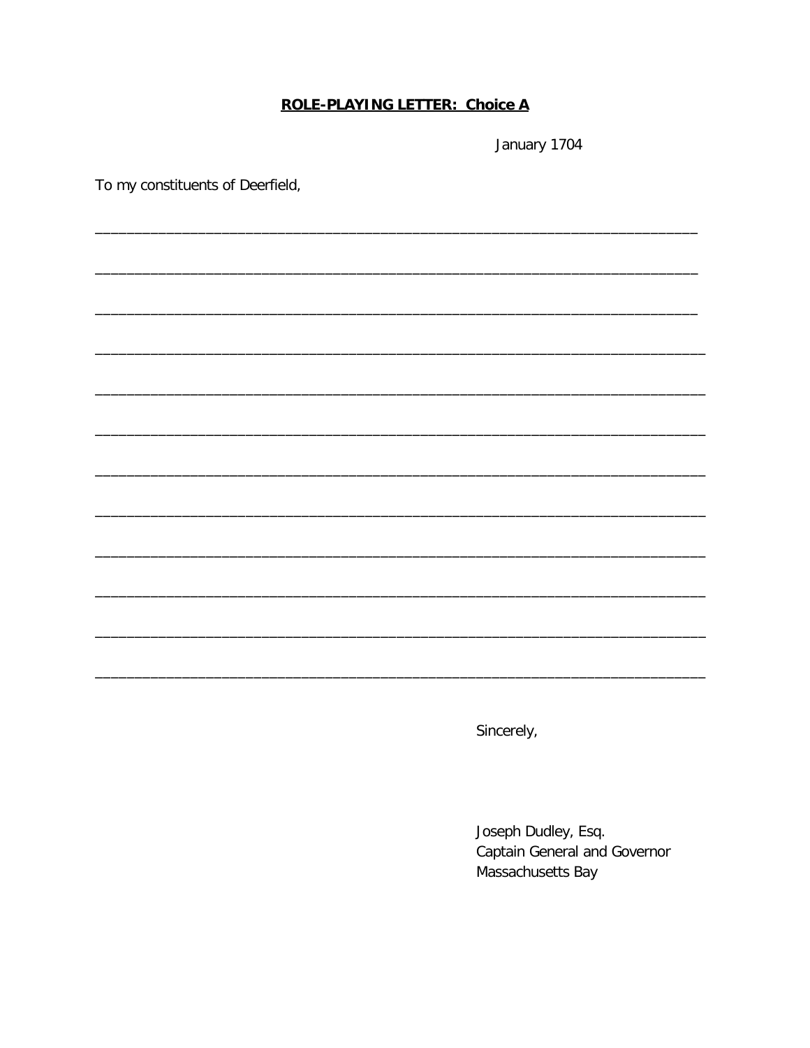**ROLE-PLAYING LETTER: Choice A**

January 1704

To my constituents of Deerfield,

___________________________________________________________________________

___________________________________________________________________________

___________________________________________________________________________

___________________________________________________________________________

___________________________________________________________________________

___________________________________________________________________________

___________________________________________________________________________

___________________________________________________________________________

___________________________________________________________________________

___________________________________________________________________________

___________________________________________________________________________

___________________________________________________________________________

Sincerely,

Joseph Dudley, Esq.
Captain General and Governor
Massachusetts Bay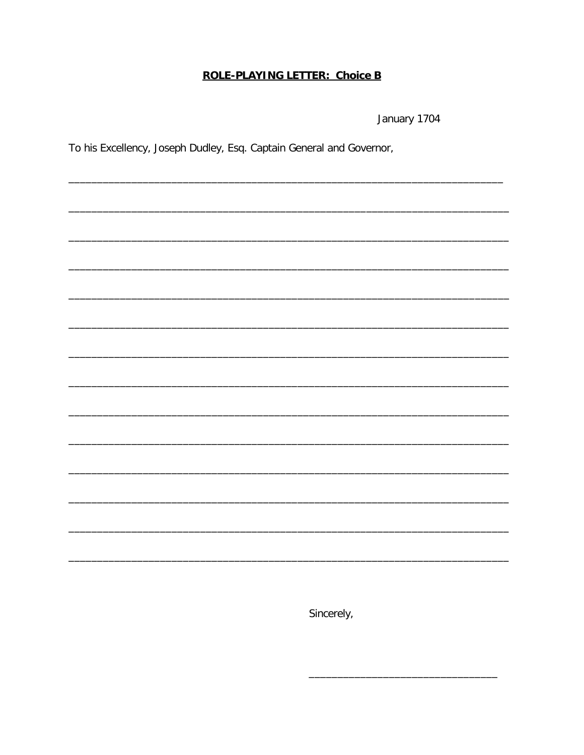**ROLE-PLAYING LETTER: Choice B**

January 1704

To his Excellency, Joseph Dudley, Esq. Captain General and Governor,

_______________________________________________________________________________

_______________________________________________________________________________

_______________________________________________________________________________

_______________________________________________________________________________

_______________________________________________________________________________

_______________________________________________________________________________

_______________________________________________________________________________

_______________________________________________________________________________

_______________________________________________________________________________

_______________________________________________________________________________

_______________________________________________________________________________

_______________________________________________________________________________

_______________________________________________________________________________

_______________________________________________________________________________

Sincerely,

______________________________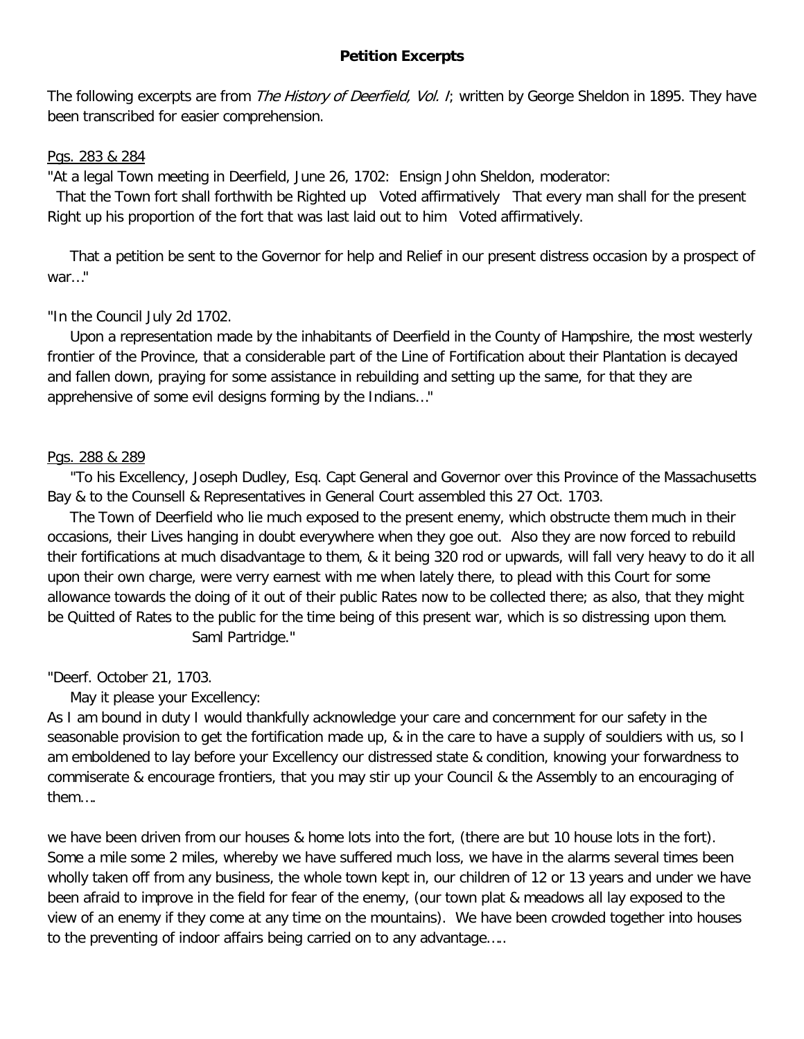**Petition Excerpts**

The following excerpts are from *The History of Deerfield, Vol. I*; written by George Sheldon in 1895. They have been transcribed for easier comprehension.

Pgs. 283 & 284

"At a legal Town meeting in Deerfield, June 26, 1702: Ensign John Sheldon, moderator:
That the Town fort shall forthwith be Righted up Voted affirmatively That every man shall for the present Right up his proportion of the fort that was last laid out to him Voted affirmatively.

That a petition be sent to the Governor for help and Relief in our present distress occasion by a prospect of war..."

"In the Council July 2d 1702.
Upon a representation made by the inhabitants of Deerfield in the County of Hampshire, the most westerly frontier of the Province, that a considerable part of the Line of Fortification about their Plantation is decayed and fallen down, praying for some assistance in rebuilding and setting up the same, for that they are apprehensive of some evil designs forming by the Indians..."

Pgs. 288 & 289

"To his Excellency, Joseph Dudley, Esq. Capt General and Governor over this Province of the Massachusetts Bay & to the Counsell & Representatives in General Court assembled this 27 Oct. 1703.
The Town of Deerfield who lie much exposed to the present enemy, which obstructe them much in their occasions, their Lives hanging in doubt everywhere when they goe out. Also they are now forced to rebuild their fortifications at much disadvantage to them, & it being 320 rod or upwards, will fall very heavy to do it all upon their own charge, were verry earnest with me when lately there, to plead with this Court for some allowance towards the doing of it out of their public Rates now to be collected there; as also, that they might be Quitted of Rates to the public for the time being of this present war, which is so distressing upon them.
Saml Partridge."

"Deerf. October 21, 1703.
May it please your Excellency:
As I am bound in duty I would thankfully acknowledge your care and concernment for our safety in the seasonable provision to get the fortification made up, & in the care to have a supply of souldiers with us, so I am emboldened to lay before your Excellency our distressed state & condition, knowing your forwardness to commiserate & encourage frontiers, that you may stir up your Council & the Assembly to an encouraging of them....

we have been driven from our houses & home lots into the fort, (there are but 10 house lots in the fort). Some a mile some 2 miles, whereby we have suffered much loss, we have in the alarms several times been wholly taken off from any business, the whole town kept in, our children of 12 or 13 years and under we have been afraid to improve in the field for fear of the enemy, (our town plat & meadows all lay exposed to the view of an enemy if they come at any time on the mountains). We have been crowded together into houses to the preventing of indoor affairs being carried on to any advantage.....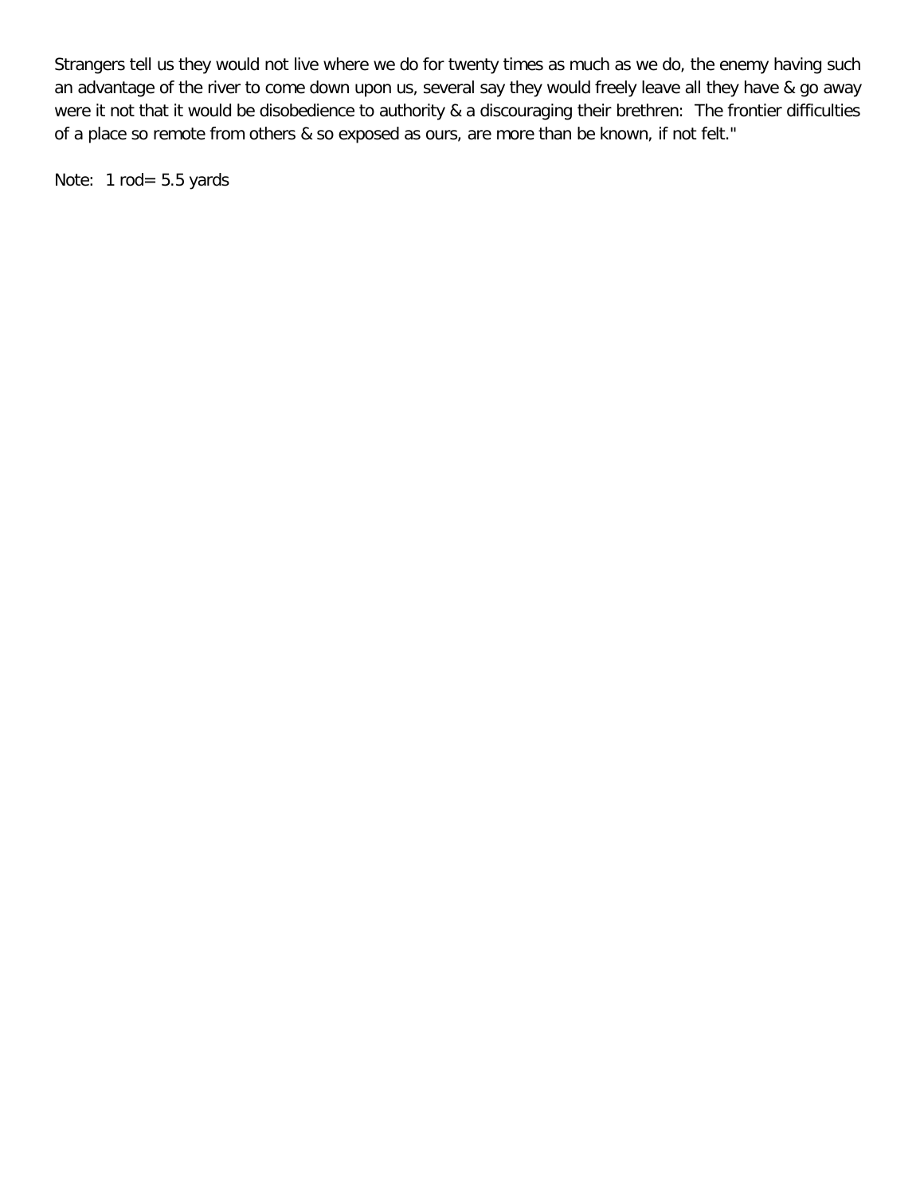Strangers tell us they would not live where we do for twenty times as much as we do, the enemy having such an advantage of the river to come down upon us, several say they would freely leave all they have & go away were it not that it would be disobedience to authority & a discouraging their brethren: The frontier difficulties of a place so remote from others & so exposed as ours, are more than be known, if not felt."

Note: 1 rod= 5.5 yards